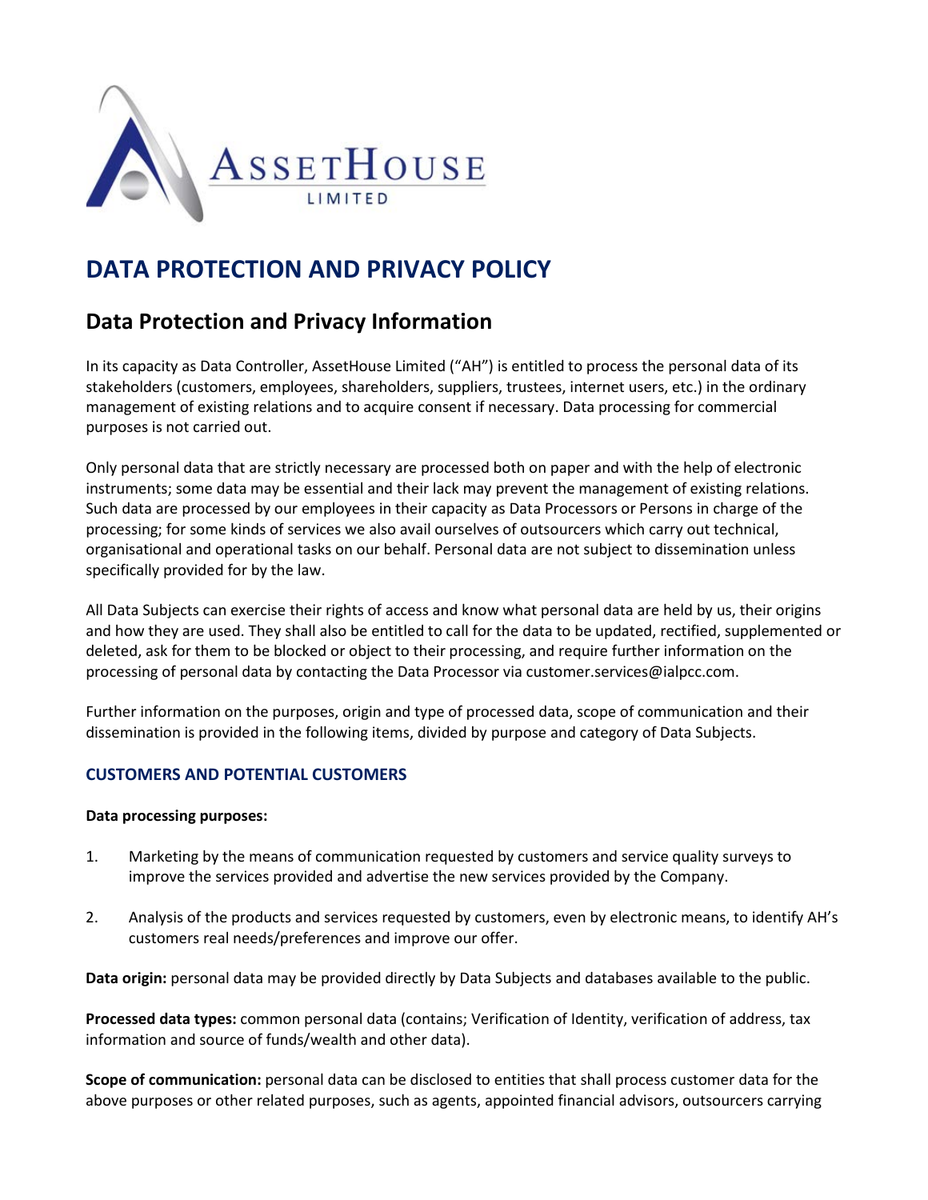ASSETHOUSE LIMITED

# DATA PROTECTION AND PRIVACY POLICY

## Data Protection and Privacy Information

In its capacity as Data Controller, AssetHouse Limited ("AH") is entitled to process the personal data of its stakeholders (customers, employees, shareholders, suppliers, trustees, internet users, etc.) in the ordinary management of existing relations and to acquire consent if necessary. Data processing for commercial purposes is not carried out.

Only personal data that are strictly necessary are processed both on paper and with the help of electronic instruments; some data may be essential and their lack may prevent the management of existing relations. Such data are processed by our employees in their capacity as Data Processors or Persons in charge of the processing; for some kinds of services we also avail ourselves of outsourcers which carry out technical, organisational and operational tasks on our behalf. Personal data are not subject to dissemination unless specifically provided for by the law.

All Data Subjects can exercise their rights of access and know what personal data are held by us, their origins and how they are used. They shall also be entitled to call for the data to be updated, rectified, supplemented or deleted, ask for them to be blocked or object to their processing, and require further information on the processing of personal data by contacting the Data Processor via customer.services@ialpcc.com.

Further information on the purposes, origin and type of processed data, scope of communication and their dissemination is provided in the following items, divided by purpose and category of Data Subjects.

### CUSTOMERS AND POTENTIAL CUSTOMERS

**Data processing purposes:**

1. Marketing by the means of communication requested by customers and service quality surveys to improve the services provided and advertise the new services provided by the Company.

2. Analysis of the products and services requested by customers, even by electronic means, to identify AH's customers real needs/preferences and improve our offer.

**Data origin:** personal data may be provided directly by Data Subjects and databases available to the public.

**Processed data types:** common personal data (contains; Verification of Identity, verification of address, tax information and source of funds/wealth and other data).

**Scope of communication:** personal data can be disclosed to entities that shall process customer data for the above purposes or other related purposes, such as agents, appointed financial advisors, outsourcers carrying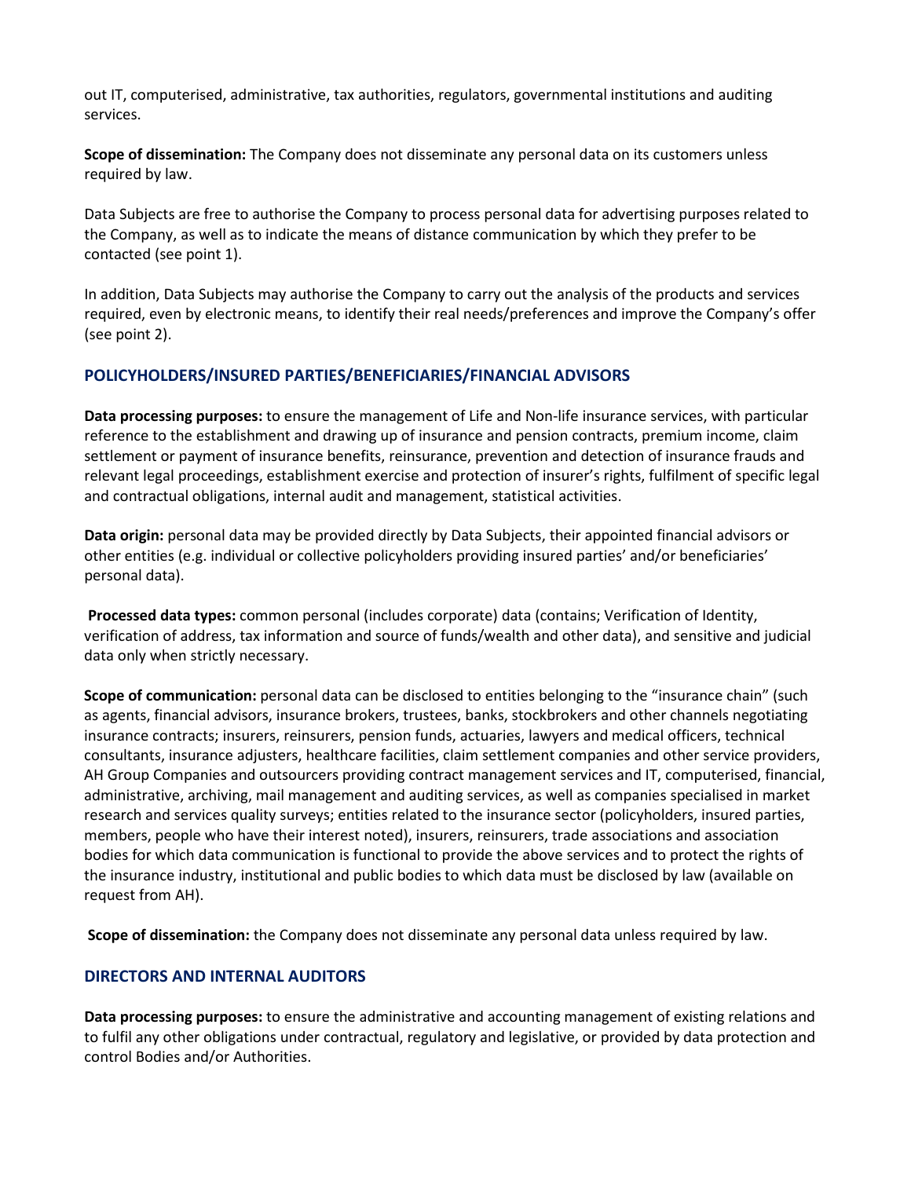out IT, computerised, administrative, tax authorities, regulators, governmental institutions and auditing services.

**Scope of dissemination:** The Company does not disseminate any personal data on its customers unless required by law.

Data Subjects are free to authorise the Company to process personal data for advertising purposes related to the Company, as well as to indicate the means of distance communication by which they prefer to be contacted (see point 1).

In addition, Data Subjects may authorise the Company to carry out the analysis of the products and services required, even by electronic means, to identify their real needs/preferences and improve the Company's offer (see point 2).

## POLICYHOLDERS/INSURED PARTIES/BENEFICIARIES/FINANCIAL ADVISORS

**Data processing purposes:** to ensure the management of Life and Non-life insurance services, with particular reference to the establishment and drawing up of insurance and pension contracts, premium income, claim settlement or payment of insurance benefits, reinsurance, prevention and detection of insurance frauds and relevant legal proceedings, establishment exercise and protection of insurer's rights, fulfilment of specific legal and contractual obligations, internal audit and management, statistical activities.

**Data origin:** personal data may be provided directly by Data Subjects, their appointed financial advisors or other entities (e.g. individual or collective policyholders providing insured parties' and/or beneficiaries' personal data).

**Processed data types:** common personal (includes corporate) data (contains; Verification of Identity, verification of address, tax information and source of funds/wealth and other data), and sensitive and judicial data only when strictly necessary.

**Scope of communication:** personal data can be disclosed to entities belonging to the "insurance chain" (such as agents, financial advisors, insurance brokers, trustees, banks, stockbrokers and other channels negotiating insurance contracts; insurers, reinsurers, pension funds, actuaries, lawyers and medical officers, technical consultants, insurance adjusters, healthcare facilities, claim settlement companies and other service providers, AH Group Companies and outsourcers providing contract management services and IT, computerised, financial, administrative, archiving, mail management and auditing services, as well as companies specialised in market research and services quality surveys; entities related to the insurance sector (policyholders, insured parties, members, people who have their interest noted), insurers, reinsurers, trade associations and association bodies for which data communication is functional to provide the above services and to protect the rights of the insurance industry, institutional and public bodies to which data must be disclosed by law (available on request from AH).

**Scope of dissemination:** the Company does not disseminate any personal data unless required by law.

## DIRECTORS AND INTERNAL AUDITORS

**Data processing purposes:** to ensure the administrative and accounting management of existing relations and to fulfil any other obligations under contractual, regulatory and legislative, or provided by data protection and control Bodies and/or Authorities.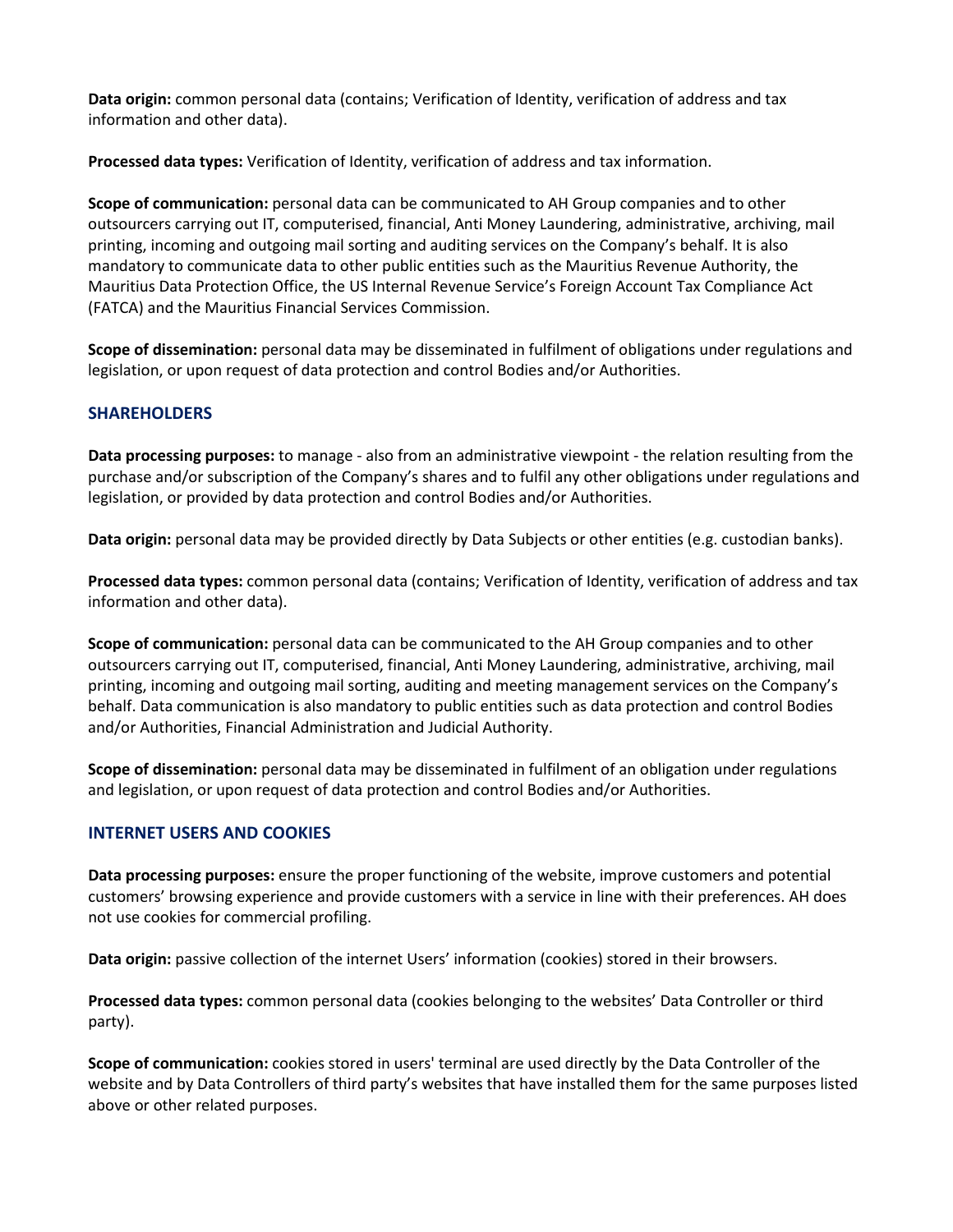**Data origin:** common personal data (contains; Verification of Identity, verification of address and tax information and other data).

**Processed data types:** Verification of Identity, verification of address and tax information.

**Scope of communication:** personal data can be communicated to AH Group companies and to other outsourcers carrying out IT, computerised, financial, Anti Money Laundering, administrative, archiving, mail printing, incoming and outgoing mail sorting and auditing services on the Company's behalf. It is also mandatory to communicate data to other public entities such as the Mauritius Revenue Authority, the Mauritius Data Protection Office, the US Internal Revenue Service's Foreign Account Tax Compliance Act (FATCA) and the Mauritius Financial Services Commission.

**Scope of dissemination:** personal data may be disseminated in fulfilment of obligations under regulations and legislation, or upon request of data protection and control Bodies and/or Authorities.

### SHAREHOLDERS

**Data processing purposes:** to manage - also from an administrative viewpoint - the relation resulting from the purchase and/or subscription of the Company's shares and to fulfil any other obligations under regulations and legislation, or provided by data protection and control Bodies and/or Authorities.

**Data origin:** personal data may be provided directly by Data Subjects or other entities (e.g. custodian banks).

**Processed data types:** common personal data (contains; Verification of Identity, verification of address and tax information and other data).

**Scope of communication:** personal data can be communicated to the AH Group companies and to other outsourcers carrying out IT, computerised, financial, Anti Money Laundering, administrative, archiving, mail printing, incoming and outgoing mail sorting, auditing and meeting management services on the Company's behalf. Data communication is also mandatory to public entities such as data protection and control Bodies and/or Authorities, Financial Administration and Judicial Authority.

**Scope of dissemination:** personal data may be disseminated in fulfilment of an obligation under regulations and legislation, or upon request of data protection and control Bodies and/or Authorities.

### INTERNET USERS AND COOKIES

**Data processing purposes:** ensure the proper functioning of the website, improve customers and potential customers' browsing experience and provide customers with a service in line with their preferences. AH does not use cookies for commercial profiling.

**Data origin:** passive collection of the internet Users' information (cookies) stored in their browsers.

**Processed data types:** common personal data (cookies belonging to the websites' Data Controller or third party).

**Scope of communication:** cookies stored in users' terminal are used directly by the Data Controller of the website and by Data Controllers of third party's websites that have installed them for the same purposes listed above or other related purposes.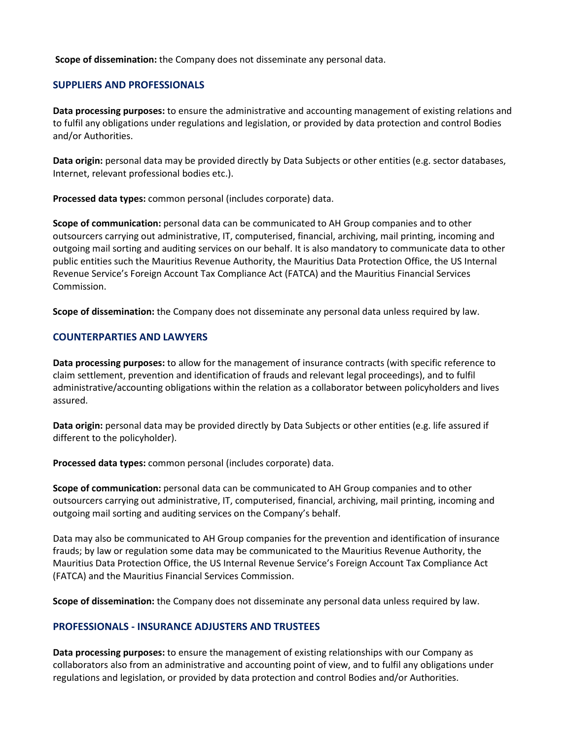**Scope of dissemination:** the Company does not disseminate any personal data.

## SUPPLIERS AND PROFESSIONALS

**Data processing purposes:** to ensure the administrative and accounting management of existing relations and to fulfil any obligations under regulations and legislation, or provided by data protection and control Bodies and/or Authorities.

**Data origin:** personal data may be provided directly by Data Subjects or other entities (e.g. sector databases, Internet, relevant professional bodies etc.).

**Processed data types:** common personal (includes corporate) data.

**Scope of communication:** personal data can be communicated to AH Group companies and to other outsourcers carrying out administrative, IT, computerised, financial, archiving, mail printing, incoming and outgoing mail sorting and auditing services on our behalf. It is also mandatory to communicate data to other public entities such the Mauritius Revenue Authority, the Mauritius Data Protection Office, the US Internal Revenue Service's Foreign Account Tax Compliance Act (FATCA) and the Mauritius Financial Services Commission.

**Scope of dissemination:** the Company does not disseminate any personal data unless required by law.

## COUNTERPARTIES AND LAWYERS

**Data processing purposes:** to allow for the management of insurance contracts (with specific reference to claim settlement, prevention and identification of frauds and relevant legal proceedings), and to fulfil administrative/accounting obligations within the relation as a collaborator between policyholders and lives assured.

**Data origin:** personal data may be provided directly by Data Subjects or other entities (e.g. life assured if different to the policyholder).

**Processed data types:** common personal (includes corporate) data.

**Scope of communication:** personal data can be communicated to AH Group companies and to other outsourcers carrying out administrative, IT, computerised, financial, archiving, mail printing, incoming and outgoing mail sorting and auditing services on the Company's behalf.

Data may also be communicated to AH Group companies for the prevention and identification of insurance frauds; by law or regulation some data may be communicated to the Mauritius Revenue Authority, the Mauritius Data Protection Office, the US Internal Revenue Service's Foreign Account Tax Compliance Act (FATCA) and the Mauritius Financial Services Commission.

**Scope of dissemination:** the Company does not disseminate any personal data unless required by law.

## PROFESSIONALS - INSURANCE ADJUSTERS AND TRUSTEES

**Data processing purposes:** to ensure the management of existing relationships with our Company as collaborators also from an administrative and accounting point of view, and to fulfil any obligations under regulations and legislation, or provided by data protection and control Bodies and/or Authorities.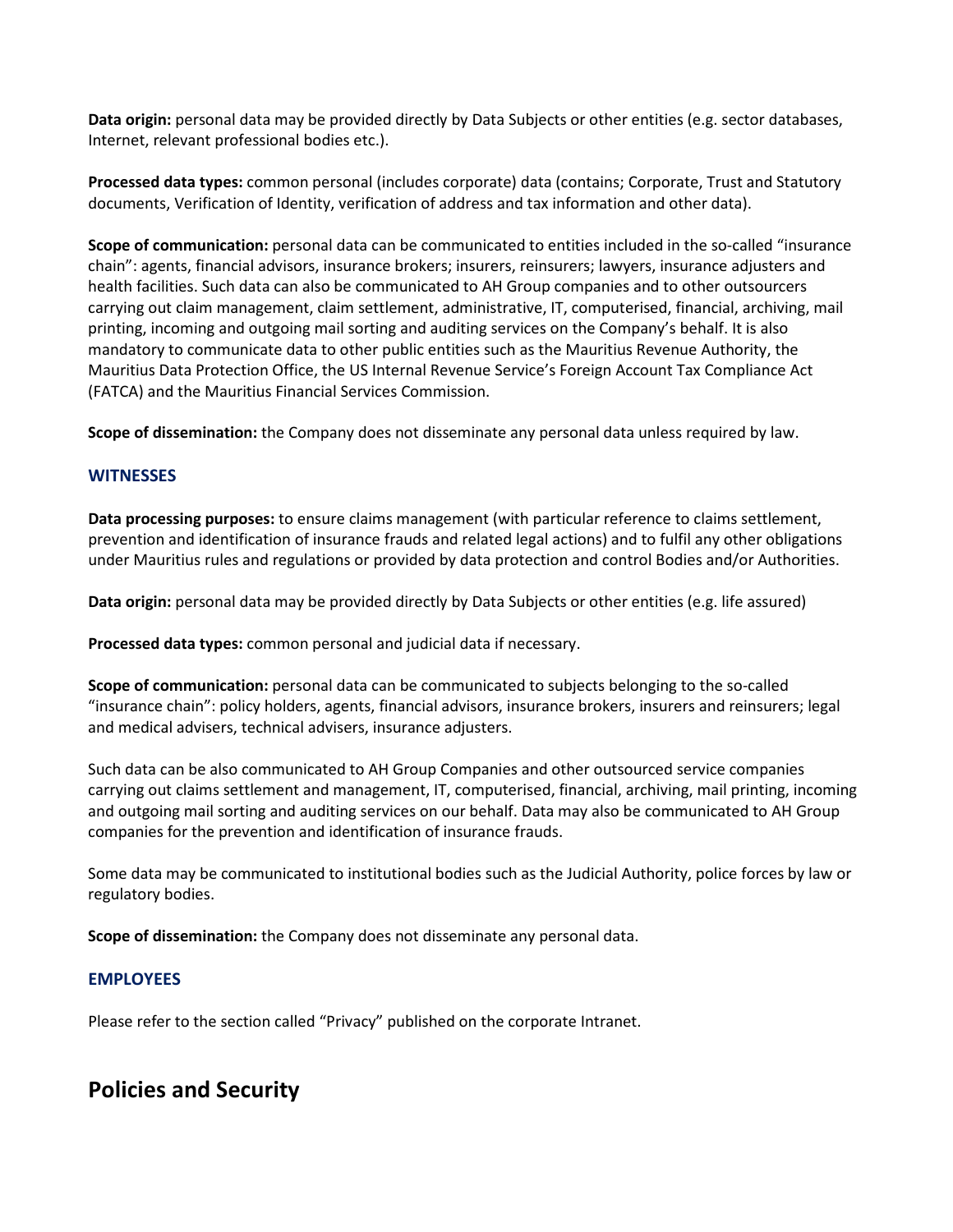**Data origin:** personal data may be provided directly by Data Subjects or other entities (e.g. sector databases, Internet, relevant professional bodies etc.).

**Processed data types:** common personal (includes corporate) data (contains; Corporate, Trust and Statutory documents, Verification of Identity, verification of address and tax information and other data).

**Scope of communication:** personal data can be communicated to entities included in the so-called "insurance chain": agents, financial advisors, insurance brokers; insurers, reinsurers; lawyers, insurance adjusters and health facilities. Such data can also be communicated to AH Group companies and to other outsourcers carrying out claim management, claim settlement, administrative, IT, computerised, financial, archiving, mail printing, incoming and outgoing mail sorting and auditing services on the Company's behalf. It is also mandatory to communicate data to other public entities such as the Mauritius Revenue Authority, the Mauritius Data Protection Office, the US Internal Revenue Service's Foreign Account Tax Compliance Act (FATCA) and the Mauritius Financial Services Commission.

**Scope of dissemination:** the Company does not disseminate any personal data unless required by law.

### WITNESSES

**Data processing purposes:** to ensure claims management (with particular reference to claims settlement, prevention and identification of insurance frauds and related legal actions) and to fulfil any other obligations under Mauritius rules and regulations or provided by data protection and control Bodies and/or Authorities.

**Data origin:** personal data may be provided directly by Data Subjects or other entities (e.g. life assured)

**Processed data types:** common personal and judicial data if necessary.

**Scope of communication:** personal data can be communicated to subjects belonging to the so-called "insurance chain": policy holders, agents, financial advisors, insurance brokers, insurers and reinsurers; legal and medical advisers, technical advisers, insurance adjusters.

Such data can be also communicated to AH Group Companies and other outsourced service companies carrying out claims settlement and management, IT, computerised, financial, archiving, mail printing, incoming and outgoing mail sorting and auditing services on our behalf. Data may also be communicated to AH Group companies for the prevention and identification of insurance frauds.

Some data may be communicated to institutional bodies such as the Judicial Authority, police forces by law or regulatory bodies.

**Scope of dissemination:** the Company does not disseminate any personal data.

### EMPLOYEES

Please refer to the section called "Privacy" published on the corporate Intranet.

## Policies and Security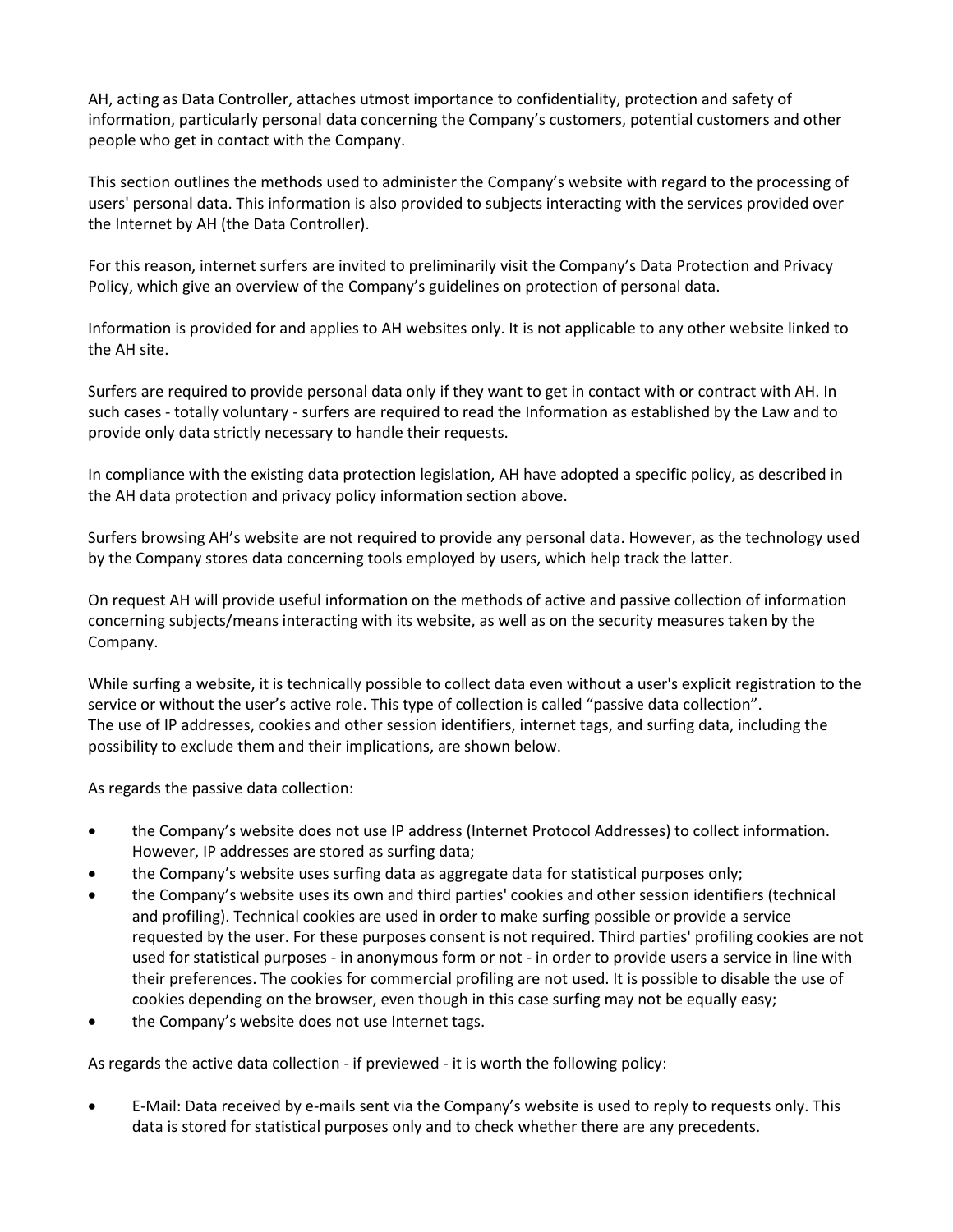AH, acting as Data Controller, attaches utmost importance to confidentiality, protection and safety of information, particularly personal data concerning the Company's customers, potential customers and other people who get in contact with the Company.

This section outlines the methods used to administer the Company's website with regard to the processing of users' personal data. This information is also provided to subjects interacting with the services provided over the Internet by AH (the Data Controller).

For this reason, internet surfers are invited to preliminarily visit the Company's Data Protection and Privacy Policy, which give an overview of the Company's guidelines on protection of personal data.

Information is provided for and applies to AH websites only. It is not applicable to any other website linked to the AH site.

Surfers are required to provide personal data only if they want to get in contact with or contract with AH. In such cases - totally voluntary - surfers are required to read the Information as established by the Law and to provide only data strictly necessary to handle their requests.

In compliance with the existing data protection legislation, AH have adopted a specific policy, as described in the AH data protection and privacy policy information section above.

Surfers browsing AH's website are not required to provide any personal data. However, as the technology used by the Company stores data concerning tools employed by users, which help track the latter.

On request AH will provide useful information on the methods of active and passive collection of information concerning subjects/means interacting with its website, as well as on the security measures taken by the Company.

While surfing a website, it is technically possible to collect data even without a user's explicit registration to the service or without the user's active role. This type of collection is called "passive data collection".
The use of IP addresses, cookies and other session identifiers, internet tags, and surfing data, including the possibility to exclude them and their implications, are shown below.

As regards the passive data collection:

- the Company's website does not use IP address (Internet Protocol Addresses) to collect information. However, IP addresses are stored as surfing data;
- the Company's website uses surfing data as aggregate data for statistical purposes only;
- the Company's website uses its own and third parties' cookies and other session identifiers (technical and profiling). Technical cookies are used in order to make surfing possible or provide a service requested by the user. For these purposes consent is not required. Third parties' profiling cookies are not used for statistical purposes - in anonymous form or not - in order to provide users a service in line with their preferences. The cookies for commercial profiling are not used. It is possible to disable the use of cookies depending on the browser, even though in this case surfing may not be equally easy;
- the Company's website does not use Internet tags.

As regards the active data collection - if previewed - it is worth the following policy:

- E-Mail: Data received by e-mails sent via the Company's website is used to reply to requests only. This data is stored for statistical purposes only and to check whether there are any precedents.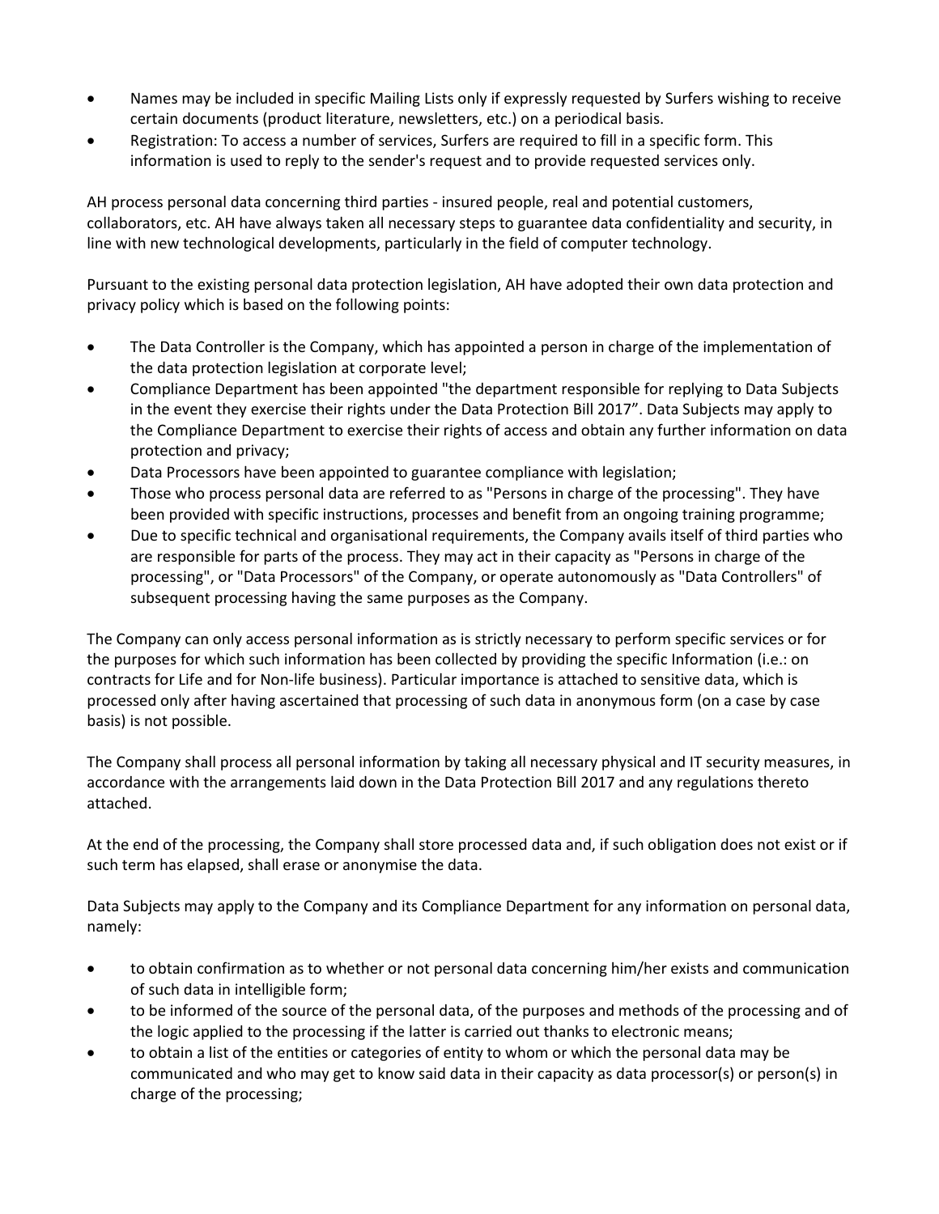- Names may be included in specific Mailing Lists only if expressly requested by Surfers wishing to receive certain documents (product literature, newsletters, etc.) on a periodical basis.
- Registration: To access a number of services, Surfers are required to fill in a specific form. This information is used to reply to the sender's request and to provide requested services only.

AH process personal data concerning third parties - insured people, real and potential customers, collaborators, etc. AH have always taken all necessary steps to guarantee data confidentiality and security, in line with new technological developments, particularly in the field of computer technology.

Pursuant to the existing personal data protection legislation, AH have adopted their own data protection and privacy policy which is based on the following points:

- The Data Controller is the Company, which has appointed a person in charge of the implementation of the data protection legislation at corporate level;
- Compliance Department has been appointed "the department responsible for replying to Data Subjects in the event they exercise their rights under the Data Protection Bill 2017". Data Subjects may apply to the Compliance Department to exercise their rights of access and obtain any further information on data protection and privacy;
- Data Processors have been appointed to guarantee compliance with legislation;
- Those who process personal data are referred to as "Persons in charge of the processing". They have been provided with specific instructions, processes and benefit from an ongoing training programme;
- Due to specific technical and organisational requirements, the Company avails itself of third parties who are responsible for parts of the process. They may act in their capacity as "Persons in charge of the processing", or "Data Processors" of the Company, or operate autonomously as "Data Controllers" of subsequent processing having the same purposes as the Company.

The Company can only access personal information as is strictly necessary to perform specific services or for the purposes for which such information has been collected by providing the specific Information (i.e.: on contracts for Life and for Non-life business). Particular importance is attached to sensitive data, which is processed only after having ascertained that processing of such data in anonymous form (on a case by case basis) is not possible.

The Company shall process all personal information by taking all necessary physical and IT security measures, in accordance with the arrangements laid down in the Data Protection Bill 2017 and any regulations thereto attached.

At the end of the processing, the Company shall store processed data and, if such obligation does not exist or if such term has elapsed, shall erase or anonymise the data.

Data Subjects may apply to the Company and its Compliance Department for any information on personal data, namely:

- to obtain confirmation as to whether or not personal data concerning him/her exists and communication of such data in intelligible form;
- to be informed of the source of the personal data, of the purposes and methods of the processing and of the logic applied to the processing if the latter is carried out thanks to electronic means;
- to obtain a list of the entities or categories of entity to whom or which the personal data may be communicated and who may get to know said data in their capacity as data processor(s) or person(s) in charge of the processing;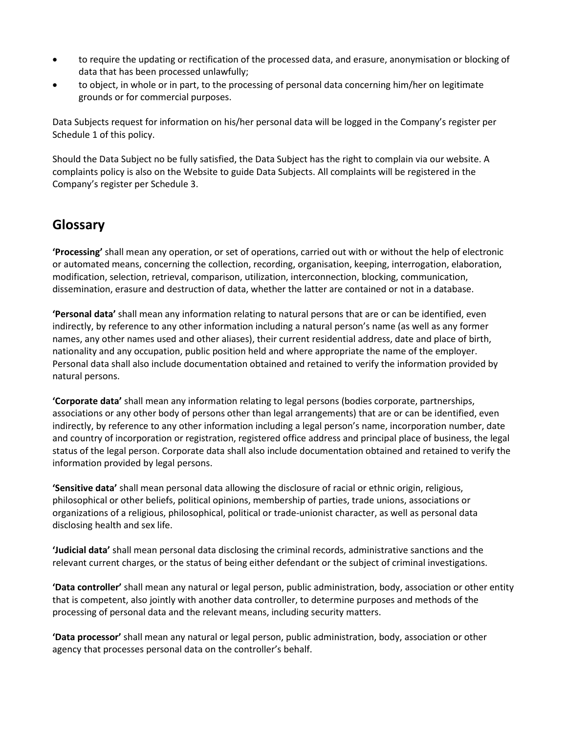- to require the updating or rectification of the processed data, and erasure, anonymisation or blocking of data that has been processed unlawfully;
- to object, in whole or in part, to the processing of personal data concerning him/her on legitimate grounds or for commercial purposes.

Data Subjects request for information on his/her personal data will be logged in the Company's register per Schedule 1 of this policy.

Should the Data Subject no be fully satisfied, the Data Subject has the right to complain via our website. A complaints policy is also on the Website to guide Data Subjects. All complaints will be registered in the Company's register per Schedule 3.

## Glossary

**'Processing'** shall mean any operation, or set of operations, carried out with or without the help of electronic or automated means, concerning the collection, recording, organisation, keeping, interrogation, elaboration, modification, selection, retrieval, comparison, utilization, interconnection, blocking, communication, dissemination, erasure and destruction of data, whether the latter are contained or not in a database.

**'Personal data'** shall mean any information relating to natural persons that are or can be identified, even indirectly, by reference to any other information including a natural person's name (as well as any former names, any other names used and other aliases), their current residential address, date and place of birth, nationality and any occupation, public position held and where appropriate the name of the employer. Personal data shall also include documentation obtained and retained to verify the information provided by natural persons.

**'Corporate data'** shall mean any information relating to legal persons (bodies corporate, partnerships, associations or any other body of persons other than legal arrangements) that are or can be identified, even indirectly, by reference to any other information including a legal person's name, incorporation number, date and country of incorporation or registration, registered office address and principal place of business, the legal status of the legal person. Corporate data shall also include documentation obtained and retained to verify the information provided by legal persons.

**'Sensitive data'** shall mean personal data allowing the disclosure of racial or ethnic origin, religious, philosophical or other beliefs, political opinions, membership of parties, trade unions, associations or organizations of a religious, philosophical, political or trade-unionist character, as well as personal data disclosing health and sex life.

**'Judicial data'** shall mean personal data disclosing the criminal records, administrative sanctions and the relevant current charges, or the status of being either defendant or the subject of criminal investigations.

**'Data controller'** shall mean any natural or legal person, public administration, body, association or other entity that is competent, also jointly with another data controller, to determine purposes and methods of the processing of personal data and the relevant means, including security matters.

**'Data processor'** shall mean any natural or legal person, public administration, body, association or other agency that processes personal data on the controller's behalf.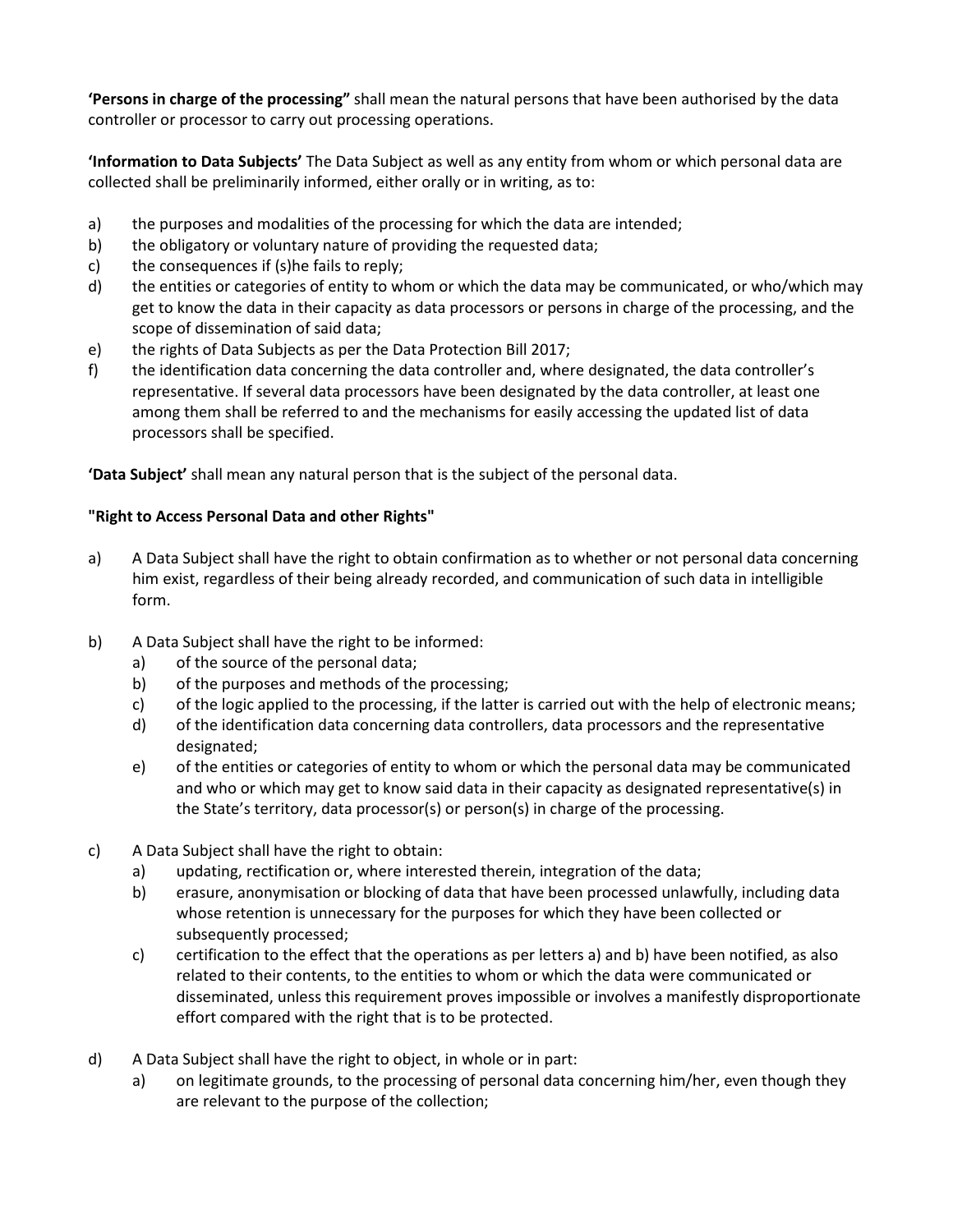**'Persons in charge of the processing"** shall mean the natural persons that have been authorised by the data controller or processor to carry out processing operations.

**'Information to Data Subjects'** The Data Subject as well as any entity from whom or which personal data are collected shall be preliminarily informed, either orally or in writing, as to:

a) the purposes and modalities of the processing for which the data are intended;
b) the obligatory or voluntary nature of providing the requested data;
c) the consequences if (s)he fails to reply;
d) the entities or categories of entity to whom or which the data may be communicated, or who/which may get to know the data in their capacity as data processors or persons in charge of the processing, and the scope of dissemination of said data;
e) the rights of Data Subjects as per the Data Protection Bill 2017;
f) the identification data concerning the data controller and, where designated, the data controller's representative. If several data processors have been designated by the data controller, at least one among them shall be referred to and the mechanisms for easily accessing the updated list of data processors shall be specified.

**'Data Subject'** shall mean any natural person that is the subject of the personal data.

**"Right to Access Personal Data and other Rights"**

a) A Data Subject shall have the right to obtain confirmation as to whether or not personal data concerning him exist, regardless of their being already recorded, and communication of such data in intelligible form.

b) A Data Subject shall have the right to be informed:
   a) of the source of the personal data;
   b) of the purposes and methods of the processing;
   c) of the logic applied to the processing, if the latter is carried out with the help of electronic means;
   d) of the identification data concerning data controllers, data processors and the representative designated;
   e) of the entities or categories of entity to whom or which the personal data may be communicated and who or which may get to know said data in their capacity as designated representative(s) in the State's territory, data processor(s) or person(s) in charge of the processing.

c) A Data Subject shall have the right to obtain:
   a) updating, rectification or, where interested therein, integration of the data;
   b) erasure, anonymisation or blocking of data that have been processed unlawfully, including data whose retention is unnecessary for the purposes for which they have been collected or subsequently processed;
   c) certification to the effect that the operations as per letters a) and b) have been notified, as also related to their contents, to the entities to whom or which the data were communicated or disseminated, unless this requirement proves impossible or involves a manifestly disproportionate effort compared with the right that is to be protected.

d) A Data Subject shall have the right to object, in whole or in part:
   a) on legitimate grounds, to the processing of personal data concerning him/her, even though they are relevant to the purpose of the collection;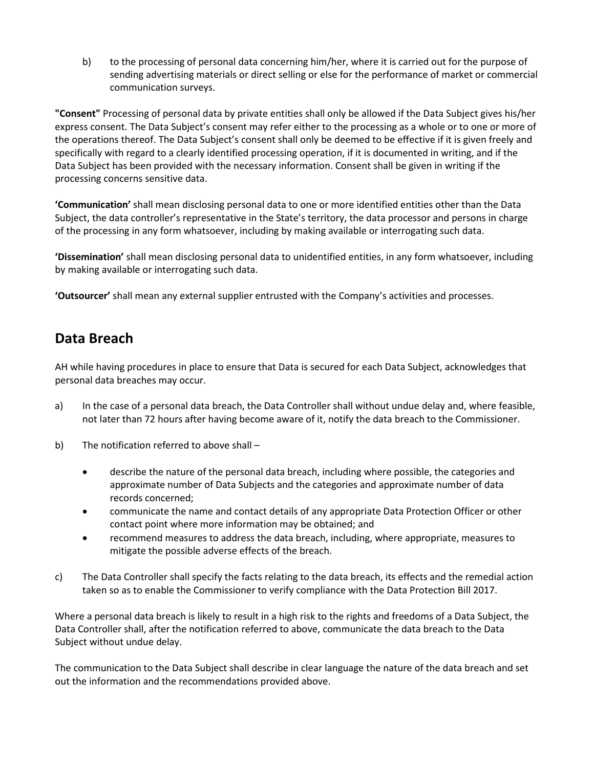b) to the processing of personal data concerning him/her, where it is carried out for the purpose of sending advertising materials or direct selling or else for the performance of market or commercial communication surveys.

**"Consent"** Processing of personal data by private entities shall only be allowed if the Data Subject gives his/her express consent. The Data Subject's consent may refer either to the processing as a whole or to one or more of the operations thereof. The Data Subject's consent shall only be deemed to be effective if it is given freely and specifically with regard to a clearly identified processing operation, if it is documented in writing, and if the Data Subject has been provided with the necessary information. Consent shall be given in writing if the processing concerns sensitive data.

**'Communication'** shall mean disclosing personal data to one or more identified entities other than the Data Subject, the data controller's representative in the State's territory, the data processor and persons in charge of the processing in any form whatsoever, including by making available or interrogating such data.

**'Dissemination'** shall mean disclosing personal data to unidentified entities, in any form whatsoever, including by making available or interrogating such data.

**'Outsourcer'** shall mean any external supplier entrusted with the Company's activities and processes.

## Data Breach

AH while having procedures in place to ensure that Data is secured for each Data Subject, acknowledges that personal data breaches may occur.

a) In the case of a personal data breach, the Data Controller shall without undue delay and, where feasible, not later than 72 hours after having become aware of it, notify the data breach to the Commissioner.

b) The notification referred to above shall –

- describe the nature of the personal data breach, including where possible, the categories and approximate number of Data Subjects and the categories and approximate number of data records concerned;
- communicate the name and contact details of any appropriate Data Protection Officer or other contact point where more information may be obtained; and
- recommend measures to address the data breach, including, where appropriate, measures to mitigate the possible adverse effects of the breach.

c) The Data Controller shall specify the facts relating to the data breach, its effects and the remedial action taken so as to enable the Commissioner to verify compliance with the Data Protection Bill 2017.

Where a personal data breach is likely to result in a high risk to the rights and freedoms of a Data Subject, the Data Controller shall, after the notification referred to above, communicate the data breach to the Data Subject without undue delay.

The communication to the Data Subject shall describe in clear language the nature of the data breach and set out the information and the recommendations provided above.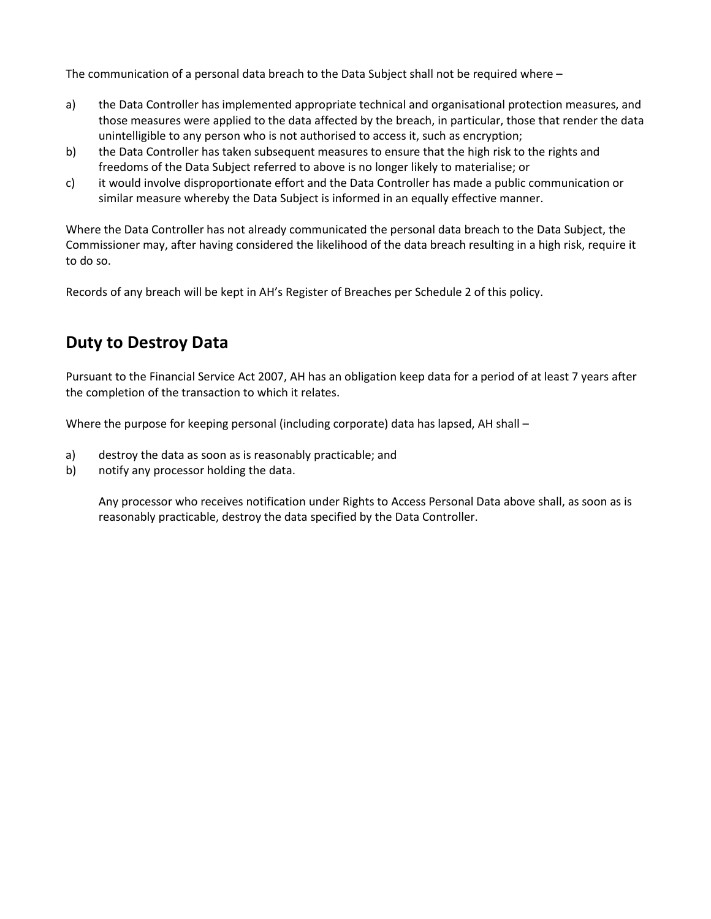The communication of a personal data breach to the Data Subject shall not be required where –

a) the Data Controller has implemented appropriate technical and organisational protection measures, and those measures were applied to the data affected by the breach, in particular, those that render the data unintelligible to any person who is not authorised to access it, such as encryption;
b) the Data Controller has taken subsequent measures to ensure that the high risk to the rights and freedoms of the Data Subject referred to above is no longer likely to materialise; or
c) it would involve disproportionate effort and the Data Controller has made a public communication or similar measure whereby the Data Subject is informed in an equally effective manner.

Where the Data Controller has not already communicated the personal data breach to the Data Subject, the Commissioner may, after having considered the likelihood of the data breach resulting in a high risk, require it to do so.

Records of any breach will be kept in AH's Register of Breaches per Schedule 2 of this policy.

## Duty to Destroy Data

Pursuant to the Financial Service Act 2007, AH has an obligation keep data for a period of at least 7 years after the completion of the transaction to which it relates.

Where the purpose for keeping personal (including corporate) data has lapsed, AH shall –

a) destroy the data as soon as is reasonably practicable; and
b) notify any processor holding the data.

   Any processor who receives notification under Rights to Access Personal Data above shall, as soon as is reasonably practicable, destroy the data specified by the Data Controller.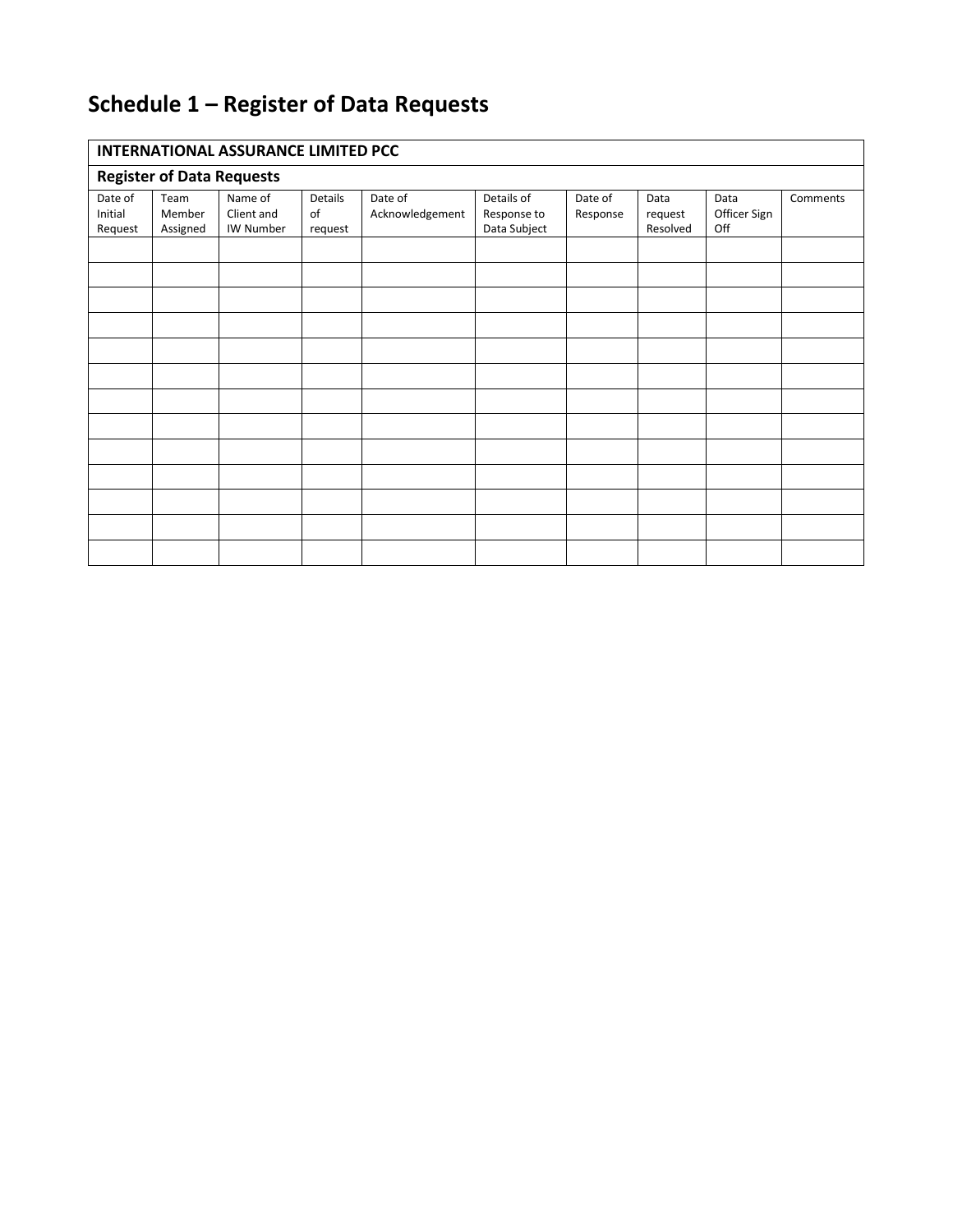# Schedule 1 – Register of Data Requests

| INTERNATIONAL ASSURANCE LIMITED PCC | | | | | | | | | |
|---|---|---|---|---|---|---|---|---|---|
| **Register of Data Requests** | | | | | | | | | |
| Date of Initial Request | Team Member Assigned | Name of Client and IW Number | Details of request | Date of Acknowledgement | Details of Response to Data Subject | Date of Response | Data request Resolved | Data Officer Sign Off | Comments |
| | | | | | | | | | |
| | | | | | | | | | |
| | | | | | | | | | |
| | | | | | | | | | |
| | | | | | | | | | |
| | | | | | | | | | |
| | | | | | | | | | |
| | | | | | | | | | |
| | | | | | | | | | |
| | | | | | | | | | |
| | | | | | | | | | |
| | | | | | | | | | |
| | | | | | | | | | |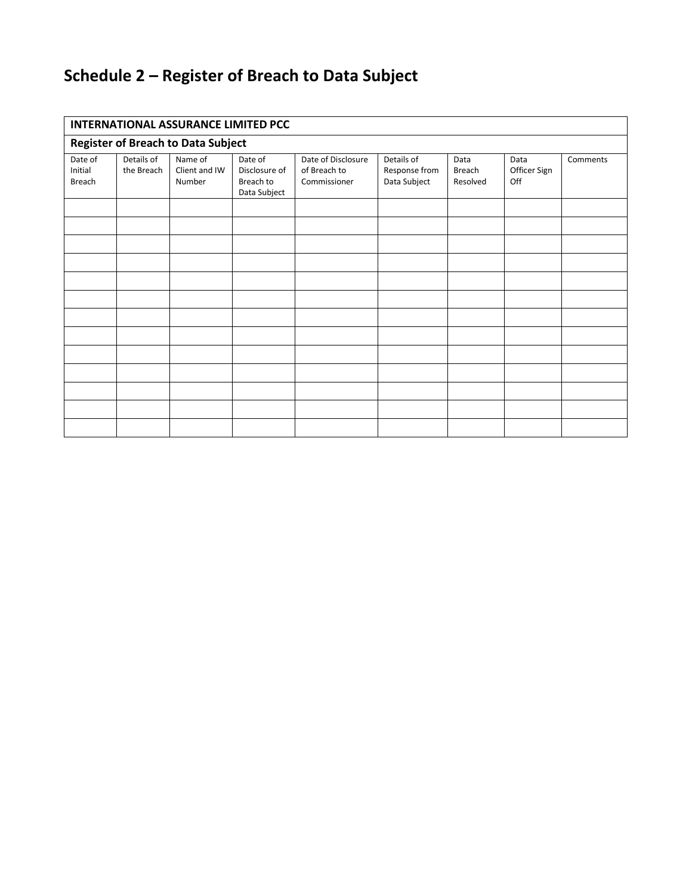# Schedule 2 – Register of Breach to Data Subject

| INTERNATIONAL ASSURANCE LIMITED PCC | | | | | | | | |
|---|---|---|---|---|---|---|---|---|
| **Register of Breach to Data Subject** | | | | | | | | |
| Date of Initial Breach | Details of the Breach | Name of Client and IW Number | Date of Disclosure of Breach to Data Subject | Date of Disclosure of Breach to Commissioner | Details of Response from Data Subject | Data Breach Resolved | Data Officer Sign Off | Comments |
| | | | | | | | | |
| | | | | | | | | |
| | | | | | | | | |
| | | | | | | | | |
| | | | | | | | | |
| | | | | | | | | |
| | | | | | | | | |
| | | | | | | | | |
| | | | | | | | | |
| | | | | | | | | |
| | | | | | | | | |
| | | | | | | | | |
| | | | | | | | | |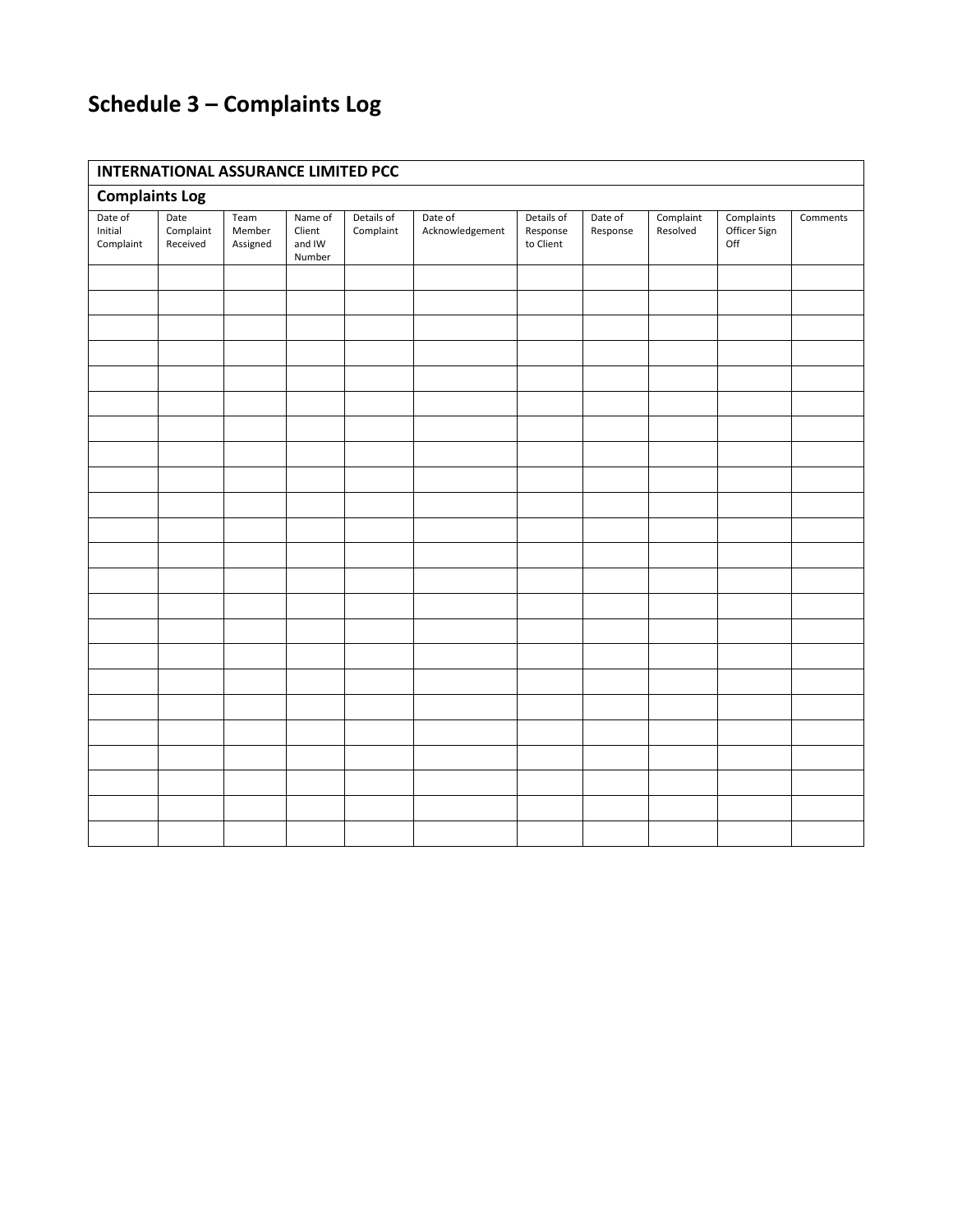## Schedule 3 – Complaints Log

| INTERNATIONAL ASSURANCE LIMITED PCC | | | | | | | | | | |
|---|---|---|---|---|---|---|---|---|---|---|
| **Complaints Log** | | | | | | | | | | |
| Date of Initial Complaint | Date Complaint Received | Team Member Assigned | Name of Client and IW Number | Details of Complaint | Date of Acknowledgement | Details of Response to Client | Date of Response | Complaint Resolved | Complaints Officer Sign Off | Comments |
| | | | | | | | | | | |
| | | | | | | | | | | |
| | | | | | | | | | | |
| | | | | | | | | | | |
| | | | | | | | | | | |
| | | | | | | | | | | |
| | | | | | | | | | | |
| | | | | | | | | | | |
| | | | | | | | | | | |
| | | | | | | | | | | |
| | | | | | | | | | | |
| | | | | | | | | | | |
| | | | | | | | | | | |
| | | | | | | | | | | |
| | | | | | | | | | | |
| | | | | | | | | | | |
| | | | | | | | | | | |
| | | | | | | | | | | |
| | | | | | | | | | | |
| | | | | | | | | | | |
| | | | | | | | | | | |
| | | | | | | | | | | |
| | | | | | | | | | | |